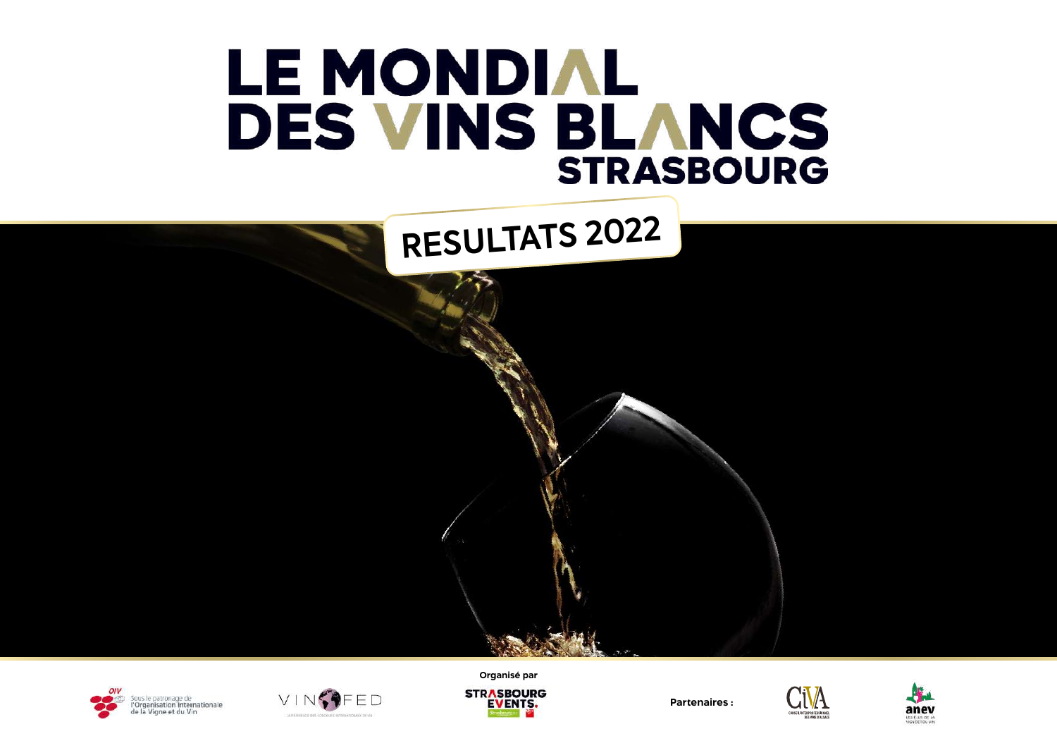# LE MONDIAL DES VINS BLANCS STRASBOURG

## RESULTATS 2022

Sous le patronage de l'Organisation Internationale de la Vigne et du Vin

VINOFED

Organisé par

STRASBOURG EVENTS

Partenaires :

CIVA

anev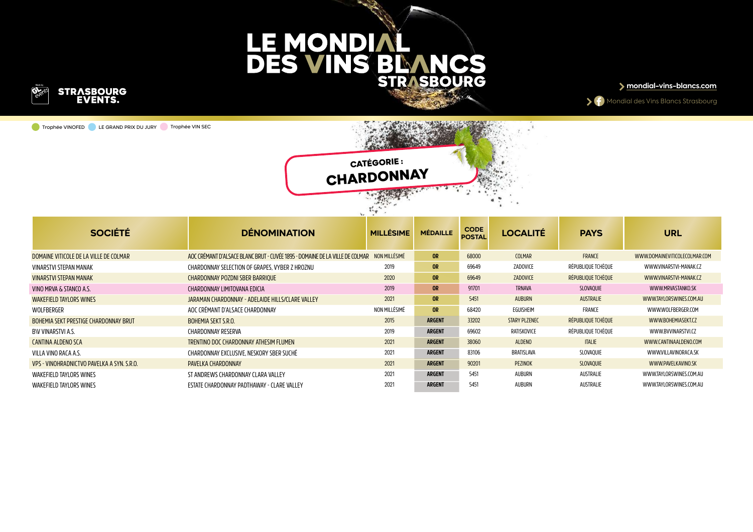# LE MONDIAL DES VINS BLANCS STRASBOURG

STRASBOURG EVENTS.

mondial-vins-blancs.com

Mondial des Vins Blancs Strasbourg

Trophée VINOFED · LE GRAND PRIX DU JURY · Trophée VIN SEC

## CATÉGORIE : CHARDONNAY

| SOCIÉTÉ | DÉNOMINATION | MILLÉSIME | MÉDAILLE | CODE POSTAL | LOCALITÉ | PAYS | URL |
|---|---|---|---|---|---|---|---|
| DOMAINE VITICOLE DE LA VILLE DE COLMAR | AOC CRÉMANT D'ALSACE BLANC BRUT - CUVÉE 1895 - DOMAINE DE LA VILLE DE COLMAR | NON MILLÉSIMÉ | OR | 68000 | COLMAR | FRANCE | WWW.DOMAINEVITICOLECOLMAR.COM |
| VINARSTVI STEPAN MANAK | CHARDONNAY SELECTION OF GRAPES, VYBER Z HROZNU | 2019 | OR | 69649 | ZADOVICE | RÉPUBLIQUE TCHÈQUE | WWW.VINARSTVI-MANAK.CZ |
| VINARSTVI STEPAN MANAK | CHARDONNAY POZDNI SBER BARRIQUE | 2020 | OR | 69649 | ZADOVICE | RÉPUBLIQUE TCHÈQUE | WWW.VINARSTVI-MANAK.CZ |
| VINO MRVA & STANCO A.S. | CHARDONNAY LIMITOVANA EDICIA | 2019 | OR | 91701 | TRNAVA | SLOVAQUIE | WWW.MRVASTANKO.SK |
| WAKEFIELD TAYLORS WINES | JARAMAN CHARDONNAY - ADELAIDE HILLS/CLARE VALLEY | 2021 | OR | 5451 | AUBURN | AUSTRALIE | WWW.TAYLORSWINES.COM.AU |
| WOLFBERGER | AOC CRÉMANT D'ALSACE CHARDONNAY | NON MILLÉSIMÉ | OR | 68420 | EGUISHEIM | FRANCE | WWW.WOLFBERGER.COM |
| BOHEMIA SEKT PRESTIGE CHARDONNAY BRUT | BOHEMIA SEKT S.R.O. | 2015 | ARGENT | 33202 | STARY PLZENEC | RÉPUBLIQUE TCHÈQUE | WWW.BOHEMIASEKT.CZ |
| BV VINARSTVI A.S. | CHARDONNAY RESERVA | 2019 | ARGENT | 69602 | RATISKOVICE | RÉPUBLIQUE TCHÈQUE | WWW.BVVINARSTVI.CZ |
| CANTINA ALDENO SCA | TRENTINO DOC CHARDONNAY ATHESIM FLUMEN | 2021 | ARGENT | 38060 | ALDENO | ITALIE | WWW.CANTINAALDENO.COM |
| VILLA VINO RACA A.S. | CHARDONNAY EXCLUSIVE, NESKORY SBER SUCHÉ | 2021 | ARGENT | 83106 | BRATISLAVA | SLOVAQUIE | WWW.VILLAVINORACA.SK |
| VPS - VINOHRADNICTVO PAVELKA A SYN. S.R.O. | PAVELKA CHARDONNAY | 2021 | ARGENT | 90201 | PEZINOK | SLOVAQUIE | WWW.PAVELKAVINO.SK |
| WAKEFIELD TAYLORS WINES | ST ANDREWS CHARDONNAY CLARA VALLEY | 2021 | ARGENT | 5451 | AUBURN | AUSTRALIE | WWW.TAYLORSWINES.COM.AU |
| WAKEFIELD TAYLORS WINES | ESTATE CHARDONNAY PADTHAWAY - CLARE VALLEY | 2021 | ARGENT | 5451 | AUBURN | AUSTRALIE | WWW.TAYLORSWINES.COM.AU |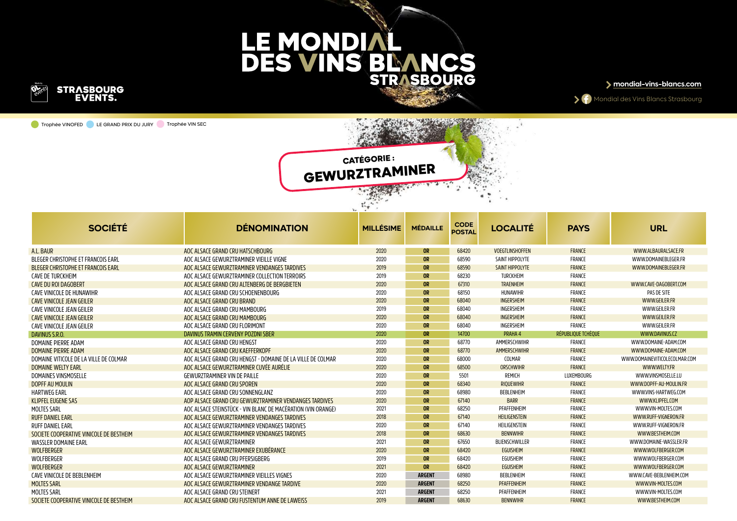# LE MONDIAL DES VINS BLANCS STRASBOURG

STRASBOURG EVENTS.

mondial-vins-blancs.com

Mondial des Vins Blancs Strasbourg

Trophée VINOFED · LE GRAND PRIX DU JURY · Trophée VIN SEC

## CATÉGORIE : GEWURZTRAMINER

| SOCIÉTÉ | DÉNOMINATION | MILLÉSIME | MÉDAILLE | CODE POSTAL | LOCALITÉ | PAYS | URL |
|---|---|---|---|---|---|---|---|
| A.L. BAUR | AOC ALSACE GRAND CRU HATSCHBOURG | 2020 | OR | 68420 | VOEGTLINSHOFFEN | FRANCE | WWW.ALBAURALSACE.FR |
| BLEGER CHRISTOPHE ET FRANCOIS EARL | AOC ALSACE GEWURZTRAMINER VIEILLE VIGNE | 2020 | OR | 68590 | SAINT HIPPOLYTE | FRANCE | WWW.DOMAINEBLEGER.FR |
| BLEGER CHRISTOPHE ET FRANCOIS EARL | AOC ALSACE GEWURZTRAMINER VENDANGES TARDIVES | 2019 | OR | 68590 | SAINT HIPPOLYTE | FRANCE | WWW.DOMAINEBLEGER.FR |
| CAVE DE TURCKHEIM | AOC ALSACE GEWURZTRAMINER COLLECTION TERROIRS | 2019 | OR | 68230 | TURCKHEIM | FRANCE | |
| CAVE DU ROI DAGOBERT | AOC ALSACE GRAND CRU ALTENBERG DE BERGBIETEN | 2020 | OR | 67310 | TRAENHEIM | FRANCE | WWW.CAVE-DAGOBERT.COM |
| CAVE VINICOLE DE HUNAWIHR | AOC ALSACE GRAND CRU SCHOENENBOURG | 2020 | OR | 68150 | HUNAWIHR | FRANCE | PAS DE SITE |
| CAVE VINICOLE JEAN GEILER | AOC ALSACE GRAND CRU BRAND | 2020 | OR | 68040 | INGERSHEIM | FRANCE | WWW.GEILER.FR |
| CAVE VINICOLE JEAN GEILER | AOC ALSACE GRAND CRU MAMBOURG | 2019 | OR | 68040 | INGERSHEIM | FRANCE | WWW.GEILER.FR |
| CAVE VINICOLE JEAN GEILER | AOC ALSACE GRAND CRU MAMBOURG | 2020 | OR | 68040 | INGERSHEIM | FRANCE | WWW.GEILER.FR |
| CAVE VINICOLE JEAN GEILER | AOC ALSACE GRAND CRU FLORIMONT | 2020 | OR | 68040 | INGERSHEIM | FRANCE | WWW.GEILER.FR |
| DAVINUS S.R.O. | DAVINUS TRAMIN CERVENY POZDNI SBER | 2020 | OR | 14700 | PRAHA 4 | RÉPUBLIQUE TCHÈQUE | WWW.DAVINUS.CZ |
| DOMAINE PIERRE ADAM | AOC ALSACE GRAND CRU HENGST | 2020 | OR | 68770 | AMMERSCHWIHR | FRANCE | WWW.DOMAINE-ADAM.COM |
| DOMAINE PIERRE ADAM | AOC ALSACE GRAND CRU KAEFFERKOPF | 2020 | OR | 68770 | AMMERSCHWIHR | FRANCE | WWW.DOMAINE-ADAM.COM |
| DOMAINE VITICOLE DE LA VILLE DE COLMAR | AOC ALSACE GRAND CRU HENGST - DOMAINE DE LA VILLE DE COLMAR | 2020 | OR | 68000 | COLMAR | FRANCE | WWW.DOMAINEVITICOLECOLMAR.COM |
| DOMAINE WELTY EARL | AOC ALSACE GEWURZTRAMINER CUVÉE AURÉLIE | 2020 | OR | 68500 | ORSCHWIHR | FRANCE | WWW.WELTY.FR |
| DOMAINES VINSMOSELLE | GEWURZTRAMINER VIN DE PAILLE | 2020 | OR | 5501 | REMICH | LUXEMBOURG | WWW.VINSMOSELLE.LU |
| DOPFF AU MOULIN | AOC ALSACE GRAND CRU SPOREN | 2020 | OR | 68340 | RIQUEWIHR | FRANCE | WWW.DOPFF-AU-MOULIN.FR |
| HARTWEG EARL | AOC ALSACE GRAND CRU SONNENGLANZ | 2020 | OR | 68980 | BEBLENHEIM | FRANCE | WWW.VINS-HARTWEG.COM |
| KLIPFEL EUGENE SAS | AOP ALSACE GRAND CRU GEWURZTRAMINER VENDANGES TARDIVES | 2020 | OR | 67140 | BARR | FRANCE | WWW.KLIPFEL.COM |
| MOLTES SARL | AOC ALSACE STEINSTÜCK - VIN BLANC DE MACÉRATION (VIN ORANGE) | 2021 | OR | 68250 | PFAFFENHEIM | FRANCE | WWW.VIN-MOLTES.COM |
| RUFF DANIEL EARL | AOC ALSACE GEWURZTRAMINER VENDANGES TARDIVES | 2018 | OR | 67140 | HEILIGENSTEIN | FRANCE | WWW.RUFF-VIGNERON.FR |
| RUFF DANIEL EARL | AOC ALSACE GEWURZTRAMINER VENDANGES TARDIVES | 2020 | OR | 67140 | HEILIGENSTEIN | FRANCE | WWW.RUFF-VIGNERON.FR |
| SOCIETE COOPERATIVE VINICOLE DE BESTHEIM | AOC ALSACE GEWURZTRAMINER VENDANGES TARDIVES | 2018 | OR | 68630 | BENNWIHR | FRANCE | WWW.BESTHEIM.COM |
| WASSLER DOMAINE EARL | AOC ALSACE GEWURZTRAMINER | 2021 | OR | 67650 | BLIENSCHWILLER | FRANCE | WWW.DOMAINE-WASSLER.FR |
| WOLFBERGER | AOC ALSACE GEWURZTRAMINER EXUBÉRANCE | 2020 | OR | 68420 | EGUISHEIM | FRANCE | WWW.WOLFBERGER.COM |
| WOLFBERGER | AOC ALSACE GRAND CRU PFERSIGBERG | 2019 | OR | 68420 | EGUISHEIM | FRANCE | WWW.WOLFBERGER.COM |
| WOLFBERGER | AOC ALSACE GEWURZTRAMINER | 2021 | OR | 68420 | EGUISHEIM | FRANCE | WWW.WOLFBERGER.COM |
| CAVE VINICOLE DE BEBLENHEIM | AOC ALSACE GEWURZTRAMINER VIEILLES VIGNES | 2020 | ARGENT | 68980 | BEBLENHEIM | FRANCE | WWW.CAVE-BEBLENHEIM.COM |
| MOLTES SARL | AOC ALSACE GEWURZTRAMINER VENDANGE TARDIVE | 2020 | ARGENT | 68250 | PFAFFENHEIM | FRANCE | WWW.VIN-MOLTES.COM |
| MOLTES SARL | AOC ALSACE GRAND CRU STEINERT | 2021 | ARGENT | 68250 | PFAFFENHEIM | FRANCE | WWW.VIN-MOLTES.COM |
| SOCIETE COOPERATIVE VINICOLE DE BESTHEIM | AOC ALSACE GRAND CRU FURSTENTUM ANNE DE LAWEISS | 2019 | ARGENT | 68630 | BENNWIHR | FRANCE | WWW.BESTHEIM.COM |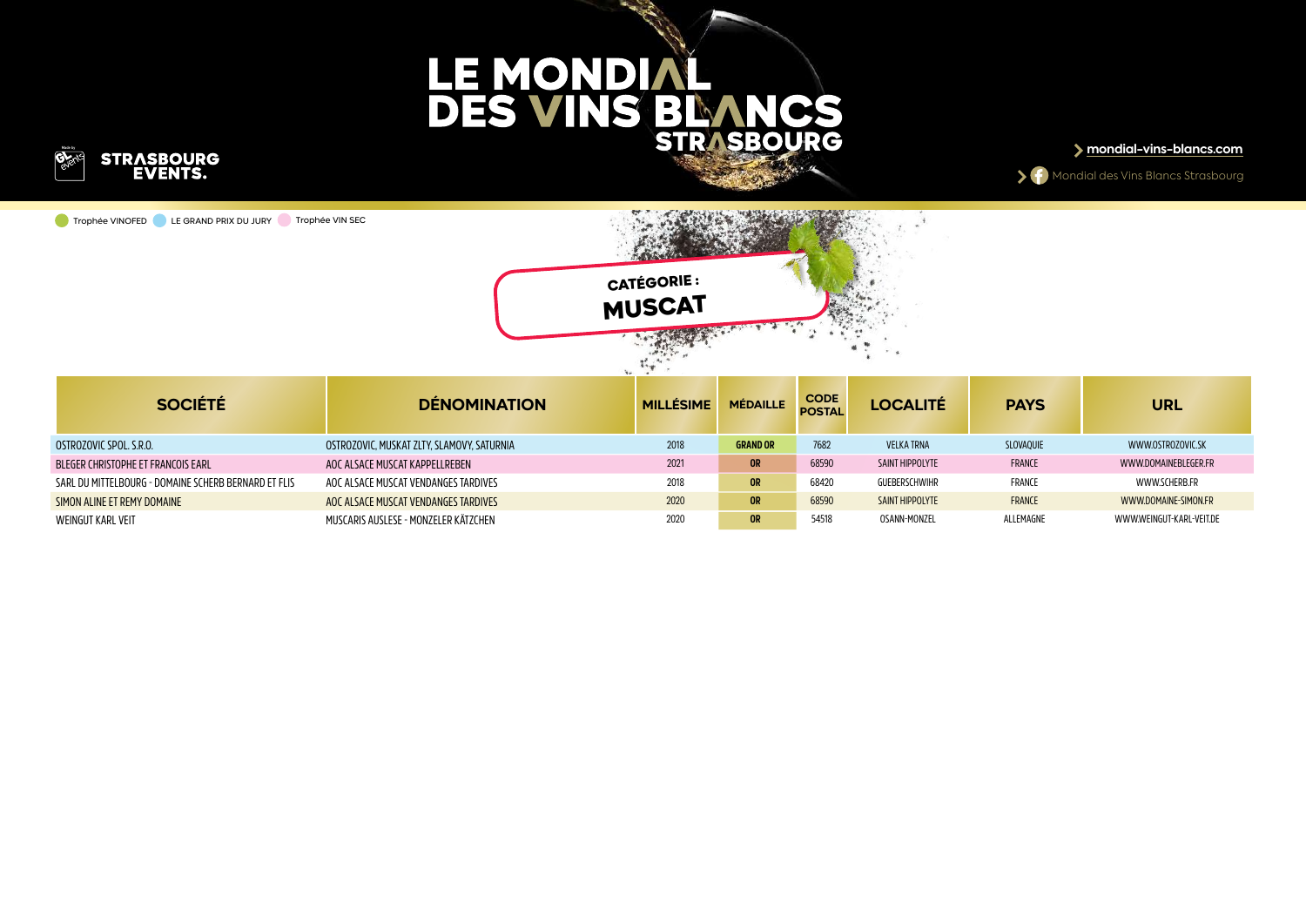# LE MONDIAL DES VINS BLANCS STRASBOURG

STRASBOURG EVENTS.

mondial-vins-blancs.com

Mondial des Vins Blancs Strasbourg

Trophée VINOFED · LE GRAND PRIX DU JURY · Trophée VIN SEC

## CATÉGORIE : MUSCAT

| SOCIÉTÉ | DÉNOMINATION | MILLÉSIME | MÉDAILLE | CODE POSTAL | LOCALITÉ | PAYS | URL |
|---|---|---|---|---|---|---|---|
| OSTROZOVIC SPOL. S.R.O. | OSTROZOVIC, MUSKAT ZLTY, SLAMOVY, SATURNIA | 2018 | GRAND OR | 7682 | VELKA TRNA | SLOVAQUIE | WWW.OSTROZOVIC.SK |
| BLEGER CHRISTOPHE ET FRANCOIS EARL | AOC ALSACE MUSCAT KAPPELLREBEN | 2021 | OR | 68590 | SAINT HIPPOLYTE | FRANCE | WWW.DOMAINEBLEGER.FR |
| SARL DU MITTELBOURG - DOMAINE SCHERB BERNARD ET FLIS | AOC ALSACE MUSCAT VENDANGES TARDIVES | 2018 | OR | 68420 | GUEBERSCHWIHR | FRANCE | WWW.SCHERB.FR |
| SIMON ALINE ET REMY DOMAINE | AOC ALSACE MUSCAT VENDANGES TARDIVES | 2020 | OR | 68590 | SAINT HIPPOLYTE | FRANCE | WWW.DOMAINE-SIMON.FR |
| WEINGUT KARL VEIT | MUSCARIS AUSLESE - MONZELER KÄTZCHEN | 2020 | OR | 54518 | OSANN-MONZEL | ALLEMAGNE | WWW.WEINGUT-KARL-VEIT.DE |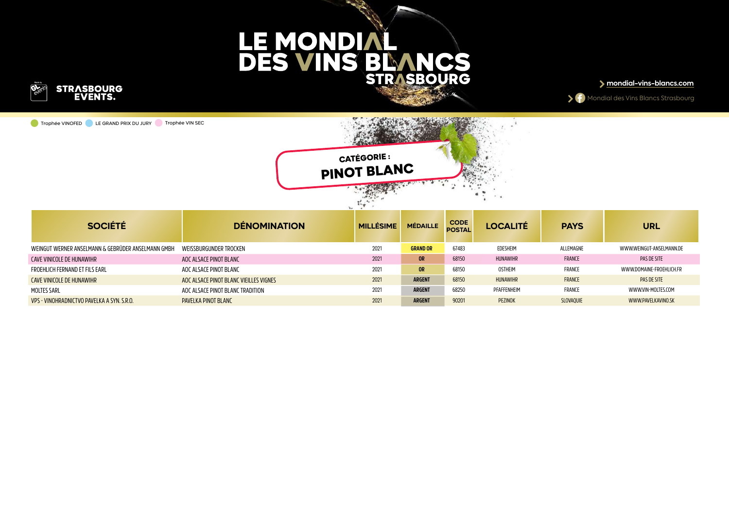# LE MONDIAL DES VINS BLANCS STRASBOURG

STRASBOURG EVENTS.

mondial-vins-blancs.com

Mondial des Vins Blancs Strasbourg

Trophée VINOFED · LE GRAND PRIX DU JURY · Trophée VIN SEC

## CATÉGORIE : PINOT BLANC

| SOCIÉTÉ | DÉNOMINATION | MILLÉSIME | MÉDAILLE | CODE POSTAL | LOCALITÉ | PAYS | URL |
|---|---|---|---|---|---|---|---|
| WEINGUT WERNER ANSELMANN & GEBRÜDER ANSELMANN GMBH | WEISSBURGUNDER TROCKEN | 2021 | GRAND OR | 67483 | EDESHEIM | ALLEMAGNE | WWW.WEINGUT-ANSELMANN.DE |
| CAVE VINICOLE DE HUNAWIHR | AOC ALSACE PINOT BLANC | 2021 | OR | 68150 | HUNAWIHR | FRANCE | PAS DE SITE |
| FROEHLICH FERNAND ET FILS EARL | AOC ALSACE PINOT BLANC | 2021 | OR | 68150 | OSTHEIM | FRANCE | WWW.DOMAINE-FROEHLICH.FR |
| CAVE VINICOLE DE HUNAWIHR | AOC ALSACE PINOT BLANC VIEILLES VIGNES | 2021 | ARGENT | 68150 | HUNAWIHR | FRANCE | PAS DE SITE |
| MOLTES SARL | AOC ALSACE PINOT BLANC TRADITION | 2021 | ARGENT | 68250 | PFAFFENHEIM | FRANCE | WWW.VIN-MOLTES.COM |
| VPS - VINOHRADNICTVO PAVELKA A SYN. S.R.O. | PAVELKA PINOT BLANC | 2021 | ARGENT | 90201 | PEZINOK | SLOVAQUIE | WWW.PAVELKAVINO.SK |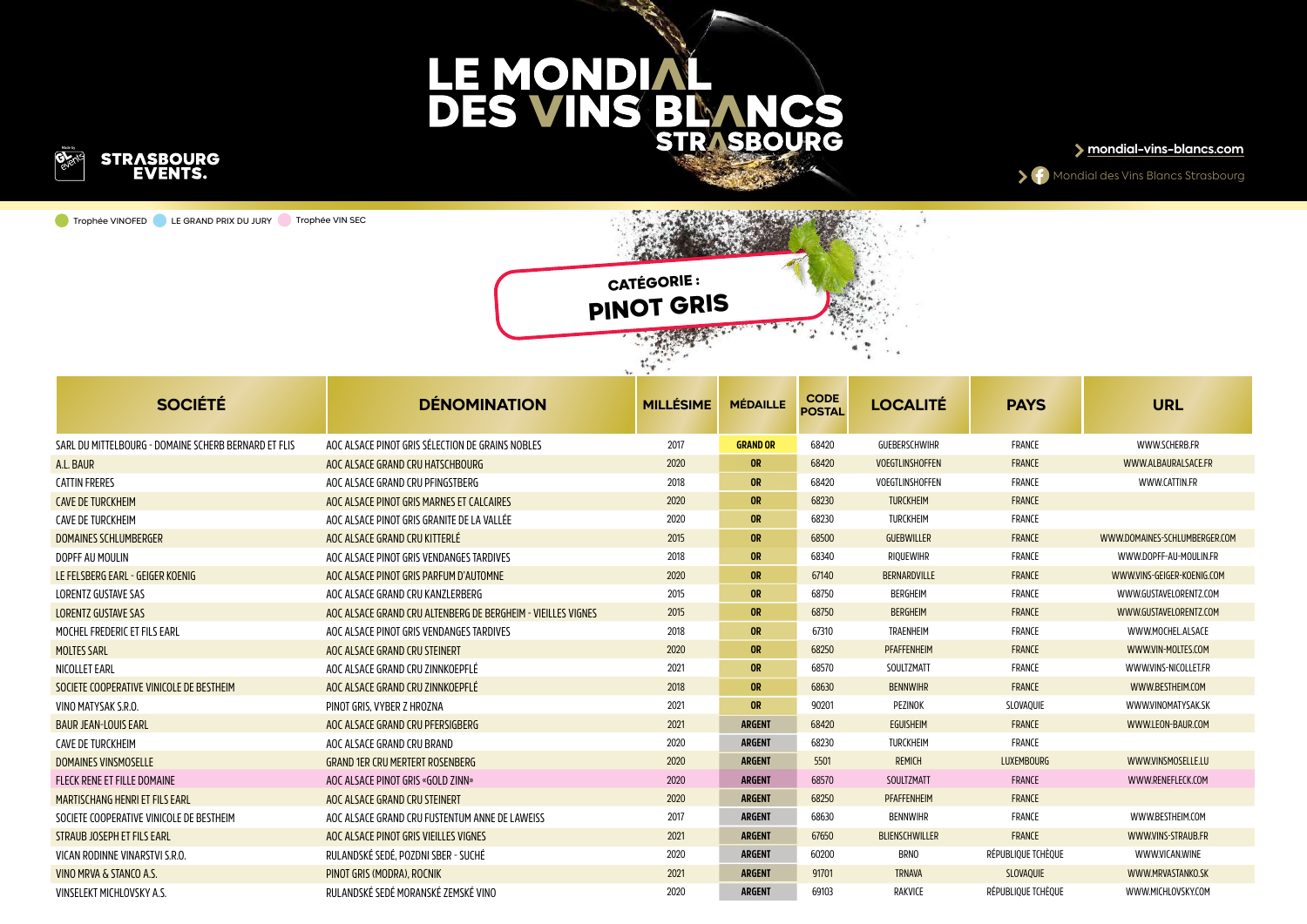# LE MONDIAL DES VINS BLANCS STRASBOURG

STRASBOURG EVENTS.

mondial-vins-blancs.com

Mondial des Vins Blancs Strasbourg

Trophée VINOFED · LE GRAND PRIX DU JURY · Trophée VIN SEC

## CATÉGORIE : PINOT GRIS

| SOCIÉTÉ | DÉNOMINATION | MILLÉSIME | MÉDAILLE | CODE POSTAL | LOCALITÉ | PAYS | URL |
|---|---|---|---|---|---|---|---|
| SARL DU MITTELBOURG - DOMAINE SCHERB BERNARD ET FLIS | AOC ALSACE PINOT GRIS SÉLECTION DE GRAINS NOBLES | 2017 | GRAND OR | 68420 | GUEBERSCHWIHR | FRANCE | WWW.SCHERB.FR |
| A.L. BAUR | AOC ALSACE GRAND CRU HATSCHBOURG | 2020 | OR | 68420 | VOEGTLINSHOFFEN | FRANCE | WWW.ALBAURALSACE.FR |
| CATTIN FRERES | AOC ALSACE GRAND CRU PFINGSTBERG | 2018 | OR | 68420 | VOEGTLINSHOFFEN | FRANCE | WWW.CATTIN.FR |
| CAVE DE TURCKHEIM | AOC ALSACE PINOT GRIS MARNES ET CALCAIRES | 2020 | OR | 68230 | TURCKHEIM | FRANCE | |
| CAVE DE TURCKHEIM | AOC ALSACE PINOT GRIS GRANITE DE LA VALLÉE | 2020 | OR | 68230 | TURCKHEIM | FRANCE | |
| DOMAINES SCHLUMBERGER | AOC ALSACE GRAND CRU KITTERLÉ | 2015 | OR | 68500 | GUEBWILLER | FRANCE | WWW.DOMAINES-SCHLUMBERGER.COM |
| DOPFF AU MOULIN | AOC ALSACE PINOT GRIS VENDANGES TARDIVES | 2018 | OR | 68340 | RIQUEWIHR | FRANCE | WWW.DOPFF-AU-MOULIN.FR |
| LE FELSBERG EARL - GEIGER KOENIG | AOC ALSACE PINOT GRIS PARFUM D'AUTOMNE | 2020 | OR | 67140 | BERNARDVILLE | FRANCE | WWW.VINS-GEIGER-KOENIG.COM |
| LORENTZ GUSTAVE SAS | AOC ALSACE GRAND CRU KANZLERBERG | 2015 | OR | 68750 | BERGHEIM | FRANCE | WWW.GUSTAVELORENTZ.COM |
| LORENTZ GUSTAVE SAS | AOC ALSACE GRAND CRU ALTENBERG DE BERGHEIM - VIEILLES VIGNES | 2015 | OR | 68750 | BERGHEIM | FRANCE | WWW.GUSTAVELORENTZ.COM |
| MOCHEL FREDERIC ET FILS EARL | AOC ALSACE PINOT GRIS VENDANGES TARDIVES | 2018 | OR | 67310 | TRAENHEIM | FRANCE | WWW.MOCHEL.ALSACE |
| MOLTES SARL | AOC ALSACE GRAND CRU STEINERT | 2020 | OR | 68250 | PFAFFENHEIM | FRANCE | WWW.VIN-MOLTES.COM |
| NICOLLET EARL | AOC ALSACE GRAND CRU ZINNKOEPFLÉ | 2021 | OR | 68570 | SOULTZMATT | FRANCE | WWW.VINS-NICOLLET.FR |
| SOCIETE COOPERATIVE VINICOLE DE BESTHEIM | AOC ALSACE GRAND CRU ZINNKOEPFLÉ | 2018 | OR | 68630 | BENNWIHR | FRANCE | WWW.BESTHEIM.COM |
| VINO MATYSAK S.R.O. | PINOT GRIS, VYBER Z HROZNA | 2021 | OR | 90201 | PEZINOK | SLOVAQUIE | WWW.VINOMATYSAK.SK |
| BAUR JEAN-LOUIS EARL | AOC ALSACE GRAND CRU PFERSIGBERG | 2021 | ARGENT | 68420 | EGUISHEIM | FRANCE | WWW.LEON-BAUR.COM |
| CAVE DE TURCKHEIM | AOC ALSACE GRAND CRU BRAND | 2020 | ARGENT | 68230 | TURCKHEIM | FRANCE | |
| DOMAINES VINSMOSELLE | GRAND 1ER CRU MERTERT ROSENBERG | 2020 | ARGENT | 5501 | REMICH | LUXEMBOURG | WWW.VINSMOSELLE.LU |
| FLECK RENE ET FILLE DOMAINE | AOC ALSACE PINOT GRIS «GOLD ZINN» | 2020 | ARGENT | 68570 | SOULTZMATT | FRANCE | WWW.RENEFLECK.COM |
| MARTISCHANG HENRI ET FILS EARL | AOC ALSACE GRAND CRU STEINERT | 2020 | ARGENT | 68250 | PFAFFENHEIM | FRANCE | |
| SOCIETE COOPERATIVE VINICOLE DE BESTHEIM | AOC ALSACE GRAND CRU FUSTENTUM ANNE DE LAWEISS | 2017 | ARGENT | 68630 | BENNWIHR | FRANCE | WWW.BESTHEIM.COM |
| STRAUB JOSEPH ET FILS EARL | AOC ALSACE PINOT GRIS VIEILLES VIGNES | 2021 | ARGENT | 67650 | BLIENSCHWILLER | FRANCE | WWW.VINS-STRAUB.FR |
| VICAN RODINNE VINARSTVI S.R.O. | RULANDSKÉ SEDÉ, POZDNI SBER - SUCHÉ | 2020 | ARGENT | 60200 | BRNO | RÉPUBLIQUE TCHÈQUE | WWW.VICAN.WINE |
| VINO MRVA & STANCO A.S. | PINOT GRIS (MODRA), ROCNIK | 2021 | ARGENT | 91701 | TRNAVA | SLOVAQUIE | WWW.MRVASTANKO.SK |
| VINSELEKT MICHLOVSKY A.S. | RULANDSKÉ SEDÉ MORANSKÉ ZEMSKÉ VINO | 2020 | ARGENT | 69103 | RAKVICE | RÉPUBLIQUE TCHÈQUE | WWW.MICHLOVSKY.COM |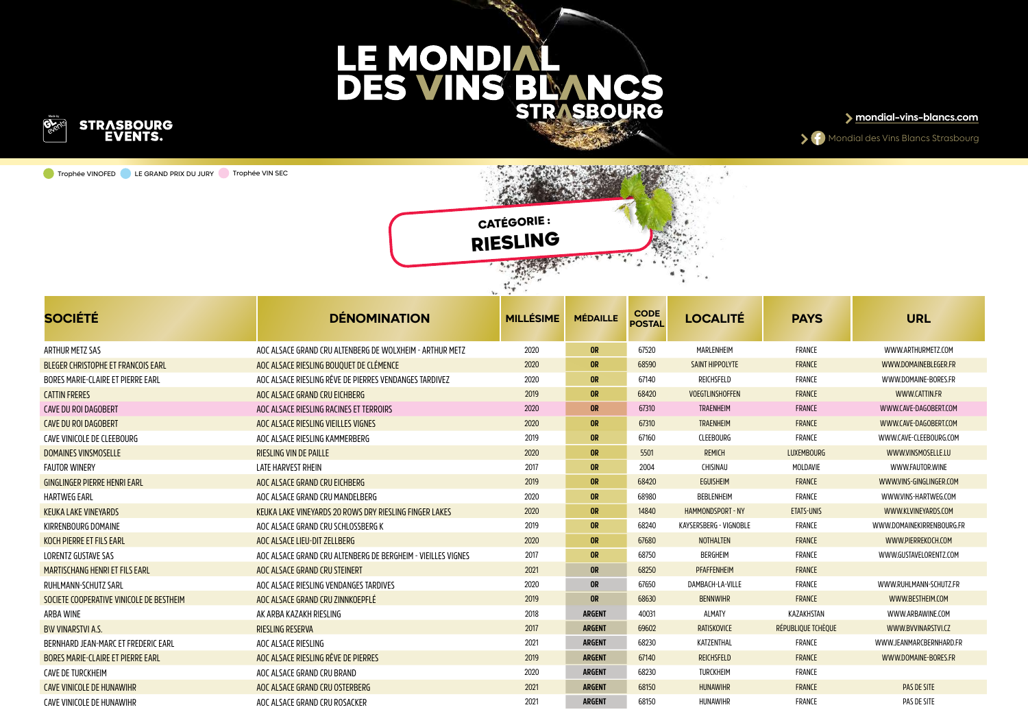# LE MONDIAL DES VINS BLANCS STRASBOURG

STRASBOURG EVENTS.

mondial-vins-blancs.com

Mondial des Vins Blancs Strasbourg

Trophée VINOFED · LE GRAND PRIX DU JURY · Trophée VIN SEC

## CATÉGORIE : RIESLING

| SOCIÉTÉ | DÉNOMINATION | MILLÉSIME | MÉDAILLE | CODE POSTAL | LOCALITÉ | PAYS | URL |
|---|---|---|---|---|---|---|---|
| ARTHUR METZ SAS | AOC ALSACE GRAND CRU ALTENBERG DE WOLXHEIM - ARTHUR METZ | 2020 | OR | 67520 | MARLENHEIM | FRANCE | WWW.ARTHURMETZ.COM |
| BLEGER CHRISTOPHE ET FRANCOIS EARL | AOC ALSACE RIESLING BOUQUET DE CLÉMENCE | 2020 | OR | 68590 | SAINT HIPPOLYTE | FRANCE | WWW.DOMAINEBLEGER.FR |
| BORES MARIE-CLAIRE ET PIERRE EARL | AOC ALSACE RIESLING RÊVE DE PIERRES VENDANGES TARDIVEZ | 2020 | OR | 67140 | REICHSFELD | FRANCE | WWW.DOMAINE-BORES.FR |
| CATTIN FRERES | AOC ALSACE GRAND CRU EICHBERG | 2019 | OR | 68420 | VOEGTLINSHOFFEN | FRANCE | WWW.CATTIN.FR |
| CAVE DU ROI DAGOBERT | AOC ALSACE RIESLING RACINES ET TERROIRS | 2020 | OR | 67310 | TRAENHEIM | FRANCE | WWW.CAVE-DAGOBERT.COM |
| CAVE DU ROI DAGOBERT | AOC ALSACE RIESLING VIEILLES VIGNES | 2020 | OR | 67310 | TRAENHEIM | FRANCE | WWW.CAVE-DAGOBERT.COM |
| CAVE VINICOLE DE CLEEBOURG | AOC ALSACE RIESLING KAMMERBERG | 2019 | OR | 67160 | CLEEBOURG | FRANCE | WWW.CAVE-CLEEBOURG.COM |
| DOMAINES VINSMOSELLE | RIESLING VIN DE PAILLE | 2020 | OR | 5501 | REMICH | LUXEMBOURG | WWW.VINSMOSELLE.LU |
| FAUTOR WINERY | LATE HARVEST RHEIN | 2017 | OR | 2004 | CHISINAU | MOLDAVIE | WWW.FAUTOR.WINE |
| GINGLINGER PIERRE HENRI EARL | AOC ALSACE GRAND CRU EICHBERG | 2019 | OR | 68420 | EGUISHEIM | FRANCE | WWW.VINS-GINGLINGER.COM |
| HARTWEG EARL | AOC ALSACE GRAND CRU MANDELBERG | 2020 | OR | 68980 | BEBLENHEIM | FRANCE | WWW.VINS-HARTWEG.COM |
| KEUKA LAKE VINEYARDS | KEUKA LAKE VINEYARDS 20 ROWS DRY RIESLING FINGER LAKES | 2020 | OR | 14840 | HAMMONDSPORT - NY | ETATS-UNIS | WWW.KLVINEYARDS.COM |
| KIRRENBOURG DOMAINE | AOC ALSACE GRAND CRU SCHLOSSBERG K | 2019 | OR | 68240 | KAYSERSBERG - VIGNOBLE | FRANCE | WWW.DOMAINEKIRRENBOURG.FR |
| KOCH PIERRE ET FILS EARL | AOC ALSACE LIEU-DIT ZELLBERG | 2020 | OR | 67680 | NOTHALTEN | FRANCE | WWW.PIERREKOCH.COM |
| LORENTZ GUSTAVE SAS | AOC ALSACE GRAND CRU ALTENBERG DE BERGHEIM - VIEILLES VIGNES | 2017 | OR | 68750 | BERGHEIM | FRANCE | WWW.GUSTAVELORENTZ.COM |
| MARTISCHANG HENRI ET FILS EARL | AOC ALSACE GRAND CRU STEINERT | 2021 | OR | 68250 | PFAFFENHEIM | FRANCE | |
| RUHLMANN-SCHUTZ SARL | AOC ALSACE RIESLING VENDANGES TARDIVES | 2020 | OR | 67650 | DAMBACH-LA-VILLE | FRANCE | WWW.RUHLMANN-SCHUTZ.FR |
| SOCIETE COOPERATIVE VINICOLE DE BESTHEIM | AOC ALSACE GRAND CRU ZINNKOEPFLÉ | 2019 | OR | 68630 | BENNWIHR | FRANCE | WWW.BESTHEIM.COM |
| ARBA WINE | AK ARBA KAZAKH RIESLING | 2018 | ARGENT | 40031 | ALMATY | KAZAKHSTAN | WWW.ARBAWINE.COM |
| BV VINARSTVI A.S. | RIESLING RESERVA | 2017 | ARGENT | 69602 | RATISKOVICE | RÉPUBLIQUE TCHÈQUE | WWW.BVVINARSTVI.CZ |
| BERNHARD JEAN-MARC ET FREDERIC EARL | AOC ALSACE RIESLING | 2021 | ARGENT | 68230 | KATZENTHAL | FRANCE | WWW.JEANMARCBERNHARD.FR |
| BORES MARIE-CLAIRE ET PIERRE EARL | AOC ALSACE RIESLING RÊVE DE PIERRES | 2019 | ARGENT | 67140 | REICHSFELD | FRANCE | WWW.DOMAINE-BORES.FR |
| CAVE DE TURCKHEIM | AOC ALSACE GRAND CRU BRAND | 2020 | ARGENT | 68230 | TURCKHEIM | FRANCE | |
| CAVE VINICOLE DE HUNAWIHR | AOC ALSACE GRAND CRU OSTERBERG | 2021 | ARGENT | 68150 | HUNAWIHR | FRANCE | PAS DE SITE |
| CAVE VINICOLE DE HUNAWIHR | AOC ALSACE GRAND CRU ROSACKER | 2021 | ARGENT | 68150 | HUNAWIHR | FRANCE | PAS DE SITE |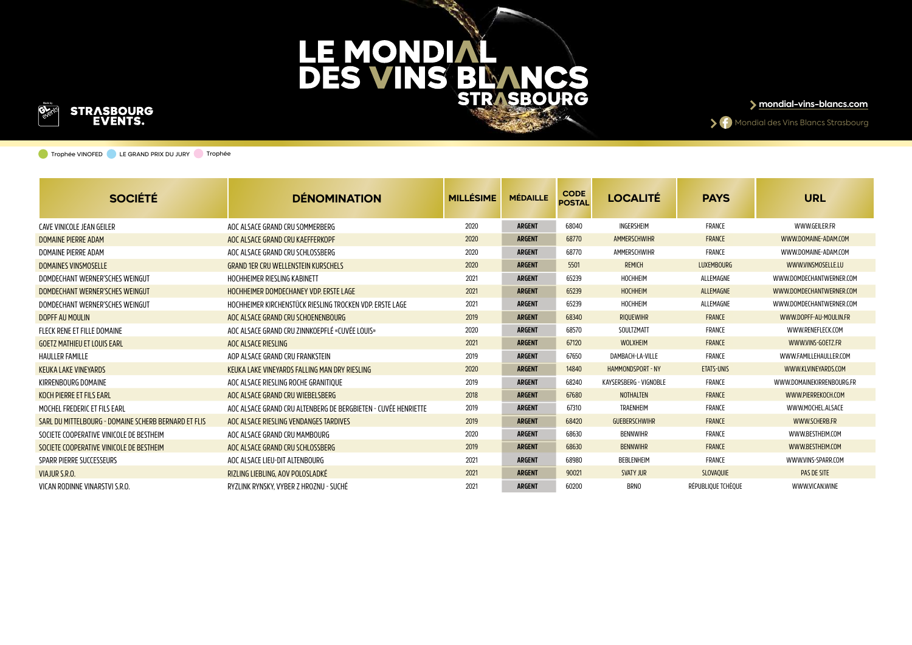# LE MONDIAL DES VINS BLANCS STRASBOURG

STRASBOURG EVENTS.

mondial-vins-blancs.com

Mondial des Vins Blancs Strasbourg

Trophée VINOFED · LE GRAND PRIX DU JURY · Trophée

| SOCIÉTÉ | DÉNOMINATION | MILLÉSIME | MÉDAILLE | CODE POSTAL | LOCALITÉ | PAYS | URL |
|---|---|---|---|---|---|---|---|
| CAVE VINICOLE JEAN GEILER | AOC ALSACE GRAND CRU SOMMERBERG | 2020 | ARGENT | 68040 | INGERSHEIM | FRANCE | WWW.GEILER.FR |
| DOMAINE PIERRE ADAM | AOC ALSACE GRAND CRU KAEFFERKOPF | 2020 | ARGENT | 68770 | AMMERSCHWIHR | FRANCE | WWW.DOMAINE-ADAM.COM |
| DOMAINE PIERRE ADAM | AOC ALSACE GRAND CRU SCHLOSSBERG | 2020 | ARGENT | 68770 | AMMERSCHWIHR | FRANCE | WWW.DOMAINE-ADAM.COM |
| DOMAINES VINSMOSELLE | GRAND 1ER CRU WELLENSTEIN KURSCHELS | 2020 | ARGENT | 5501 | REMICH | LUXEMBOURG | WWW.VINSMOSELLE.LU |
| DOMDECHANT WERNER'SCHES WEINGUT | HOCHHEIMER RIESLING KABINETT | 2021 | ARGENT | 65239 | HOCHHEIM | ALLEMAGNE | WWW.DOMDECHANTWERNER.COM |
| DOMDECHANT WERNER'SCHES WEINGUT | HOCHHEIMER DOMDECHANEY VDP. ERSTE LAGE | 2021 | ARGENT | 65239 | HOCHHEIM | ALLEMAGNE | WWW.DOMDECHANTWERNER.COM |
| DOMDECHANT WERNER'SCHES WEINGUT | HOCHHEIMER KIRCHENSTÜCK RIESLING TROCKEN VDP. ERSTE LAGE | 2021 | ARGENT | 65239 | HOCHHEIM | ALLEMAGNE | WWW.DOMDECHANTWERNER.COM |
| DOPFF AU MOULIN | AOC ALSACE GRAND CRU SCHOENENBOURG | 2019 | ARGENT | 68340 | RIQUEWIHR | FRANCE | WWW.DOPFF-AU-MOULIN.FR |
| FLECK RENE ET FILLE DOMAINE | AOC ALSACE GRAND CRU ZINNKOEPFLÉ «CUVÉE LOUIS» | 2020 | ARGENT | 68570 | SOULTZMATT | FRANCE | WWW.RENEFLECK.COM |
| GOETZ MATHIEU ET LOUIS EARL | AOC ALSACE RIESLING | 2021 | ARGENT | 67120 | WOLXHEIM | FRANCE | WWW.VINS-GOETZ.FR |
| HAULLER FAMILLE | AOP ALSACE GRAND CRU FRANKSTEIN | 2019 | ARGENT | 67650 | DAMBACH-LA-VILLE | FRANCE | WWW.FAMILLEHAULLER.COM |
| KEUKA LAKE VINEYARDS | KEUKA LAKE VINEYARDS FALLING MAN DRY RIESLING | 2020 | ARGENT | 14840 | HAMMONDSPORT - NY | ETATS-UNIS | WWW.KLVINEYARDS.COM |
| KIRRENBOURG DOMAINE | AOC ALSACE RIESLING ROCHE GRANITIQUE | 2019 | ARGENT | 68240 | KAYSERSBERG - VIGNOBLE | FRANCE | WWW.DOMAINEKIRRENBOURG.FR |
| KOCH PIERRE ET FILS EARL | AOC ALSACE GRAND CRU WIEBELSBERG | 2018 | ARGENT | 67680 | NOTHALTEN | FRANCE | WWW.PIERREKOCH.COM |
| MOCHEL FREDERIC ET FILS EARL | AOC ALSACE GRAND CRU ALTENBERG DE BERGBIETEN - CUVÉE HENRIETTE | 2019 | ARGENT | 67310 | TRAENHEIM | FRANCE | WWW.MOCHEL.ALSACE |
| SARL DU MITTELBOURG - DOMAINE SCHERB BERNARD ET FLIS | AOC ALSACE RIESLING VENDANGES TARDIVES | 2019 | ARGENT | 68420 | GUEBERSCHWIHR | FRANCE | WWW.SCHERB.FR |
| SOCIETE COOPERATIVE VINICOLE DE BESTHEIM | AOC ALSACE GRAND CRU MAMBOURG | 2020 | ARGENT | 68630 | BENNWIHR | FRANCE | WWW.BESTHEIM.COM |
| SOCIETE COOPERATIVE VINICOLE DE BESTHEIM | AOC ALSACE GRAND CRU SCHLOSSBERG | 2019 | ARGENT | 68630 | BENNWIHR | FRANCE | WWW.BESTHEIM.COM |
| SPARR PIERRE SUCCESSEURS | AOC ALSACE LIEU-DIT ALTENBOURG | 2021 | ARGENT | 68980 | BEBLENHEIM | FRANCE | WWW.VINS-SPARR.COM |
| VIAJUR S.R.O. | RIZLING LIEBLING, AOV POLOSLADKÉ | 2021 | ARGENT | 90021 | SVATY JUR | SLOVAQUIE | PAS DE SITE |
| VICAN RODINNE VINARSTVI S.R.O. | RYZLINK RYNSKY, VYBER Z HROZNU - SUCHÉ | 2021 | ARGENT | 60200 | BRNO | RÉPUBLIQUE TCHÈQUE | WWW.VICAN.WINE |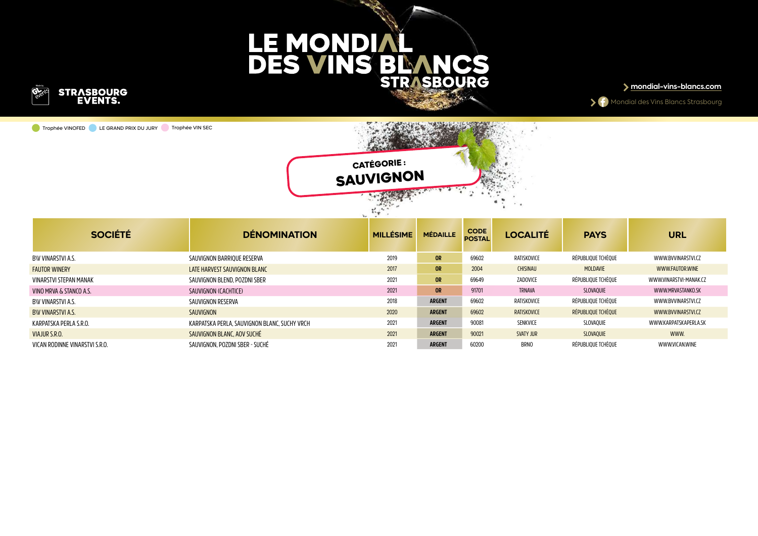# LE MONDIAL DES VINS BLANCS STRASBOURG

STRASBOURG EVENTS.

> mondial-vins-blancs.com

> Mondial des Vins Blancs Strasbourg

Trophée VINOFED · LE GRAND PRIX DU JURY · Trophée VIN SEC

## CATÉGORIE : SAUVIGNON

| SOCIÉTÉ | DÉNOMINATION | MILLÉSIME | MÉDAILLE | CODE POSTAL | LOCALITÉ | PAYS | URL |
|---|---|---|---|---|---|---|---|
| BV VINARSTVI A.S. | SAUVIGNON BARRIQUE RESERVA | 2019 | OR | 69602 | RATISKOVICE | RÉPUBLIQUE TCHÈQUE | WWW.BVVINARSTVI.CZ |
| FAUTOR WINERY | LATE HARVEST SAUVIGNON BLANC | 2017 | OR | 2004 | CHISINAU | MOLDAVIE | WWW.FAUTOR.WINE |
| VINARSTVI STEPAN MANAK | SAUVIGNON BLEND, POZDNI SBER | 2021 | OR | 69649 | ZADOVICE | RÉPUBLIQUE TCHÈQUE | WWW.VINARSTVI-MANAK.CZ |
| VINO MRVA & STANCO A.S. | SAUVIGNON (CACHTICE) | 2021 | OR | 91701 | TRNAVA | SLOVAQUIE | WWW.MRVASTANKO.SK |
| BV VINARSTVI A.S. | SAUVIGNON RESERVA | 2018 | ARGENT | 69602 | RATISKOVICE | RÉPUBLIQUE TCHÈQUE | WWW.BVVINARSTVI.CZ |
| BV VINARSTVI A.S. | SAUVIGNON | 2020 | ARGENT | 69602 | RATISKOVICE | RÉPUBLIQUE TCHÈQUE | WWW.BVVINARSTVI.CZ |
| KARPATSKA PERLA S.R.O. | KARPATSKA PERLA, SAUVIGNON BLANC, SUCHY VRCH | 2021 | ARGENT | 90081 | SENKVICE | SLOVAQUIE | WWW.KARPATSKAPERLA.SK |
| VIAJUR S.R.O. | SAUVIGNON BLANC, AOV SUCHÉ | 2021 | ARGENT | 90021 | SVATY JUR | SLOVAQUIE | WWW. |
| VICAN RODINNE VINARSTVI S.R.O. | SAUVIGNON, POZDNI SBER - SUCHÉ | 2021 | ARGENT | 60200 | BRNO | RÉPUBLIQUE TCHÈQUE | WWW.VICAN.WINE |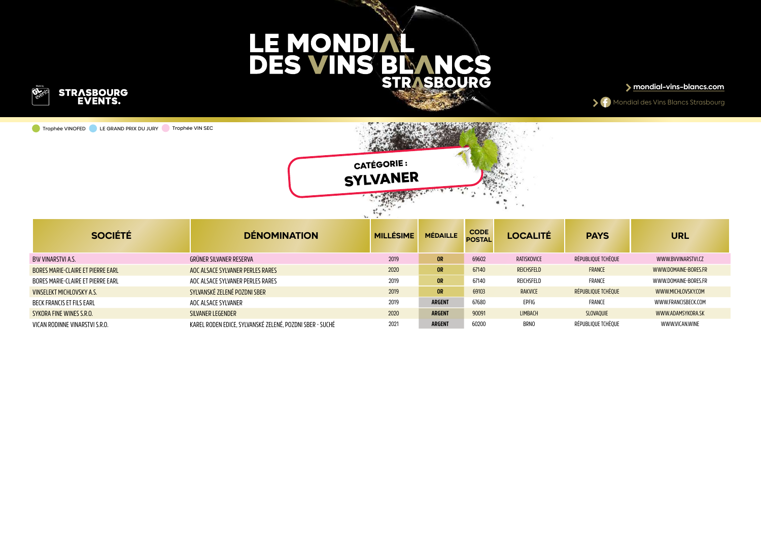# LE MONDIAL DES VINS BLANCS STRASBOURG

STRASBOURG EVENTS.

mondial-vins-blancs.com

Mondial des Vins Blancs Strasbourg

Trophée VINOFED · LE GRAND PRIX DU JURY · Trophée VIN SEC

## CATÉGORIE : SYLVANER

| SOCIÉTÉ | DÉNOMINATION | MILLÉSIME | MÉDAILLE | CODE POSTAL | LOCALITÉ | PAYS | URL |
|---|---|---|---|---|---|---|---|
| BV VINARSTVI A.S. | GRÜNER SILVANER RESERVA | 2019 | OR | 69602 | RATISKOVICE | RÉPUBLIQUE TCHÈQUE | WWW.BVVINARSTVI.CZ |
| BORES MARIE-CLAIRE ET PIERRE EARL | AOC ALSACE SYLVANER PERLES RARES | 2020 | OR | 67140 | REICHSFELD | FRANCE | WWW.DOMAINE-BORES.FR |
| BORES MARIE-CLAIRE ET PIERRE EARL | AOC ALSACE SYLVANER PERLES RARES | 2019 | OR | 67140 | REICHSFELD | FRANCE | WWW.DOMAINE-BORES.FR |
| VINSELEKT MICHLOVSKY A.S. | SYLVANSKÉ ZELENÉ POZDNI SBER | 2019 | OR | 69103 | RAKVICE | RÉPUBLIQUE TCHÈQUE | WWW.MICHLOVSKY.COM |
| BECK FRANCIS ET FILS EARL | AOC ALSACE SYLVANER | 2019 | ARGENT | 67680 | EPFIG | FRANCE | WWW.FRANCISBECK.COM |
| SYKORA FINE WINES S.R.O. | SILVANER LEGENDER | 2020 | ARGENT | 90091 | LIMBACH | SLOVAQUIE | WWW.ADAMSYKORA.SK |
| VICAN RODINNE VINARSTVI S.R.O. | KAREL RODEN EDICE, SYLVANSKÉ ZELENÉ, POZDNI SBER - SUCHÉ | 2021 | ARGENT | 60200 | BRNO | RÉPUBLIQUE TCHÈQUE | WWW.VICAN.WINE |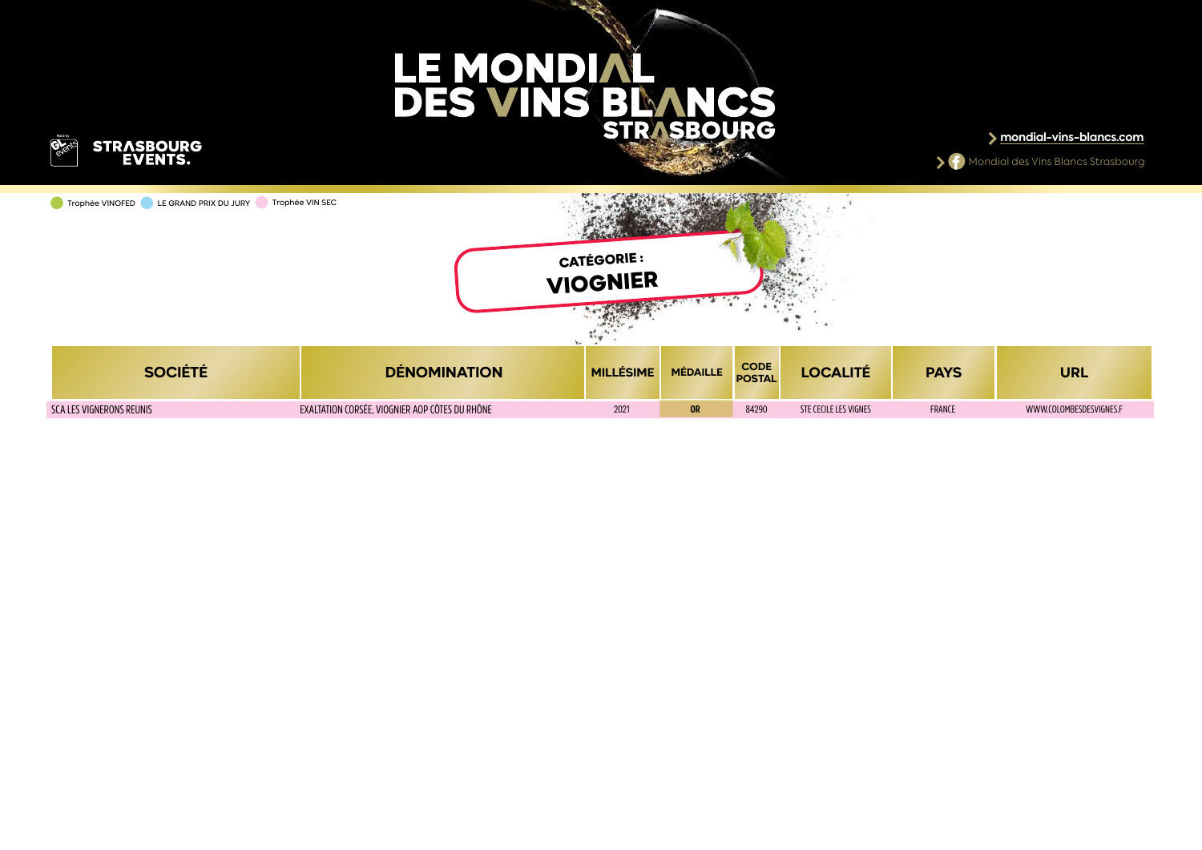# LE MONDIAL DES VINS BLANCS STRASBOURG

STRASBOURG EVENTS.

mondial-vins-blancs.com

Mondial des Vins Blancs Strasbourg

Trophée VINOFED   LE GRAND PRIX DU JURY   Trophée VIN SEC

## CATÉGORIE : VIOGNIER

| SOCIÉTÉ | DÉNOMINATION | MILLÉSIME | MÉDAILLE | CODE POSTAL | LOCALITÉ | PAYS | URL |
|---|---|---|---|---|---|---|---|
| SCA LES VIGNERONS REUNIS | EXALTATION CORSÉE, VIOGNIER AOP CÔTES DU RHÔNE | 2021 | OR | 84290 | STE CECILE LES VIGNES | FRANCE | WWW.COLOMBESDESVIGNES.F |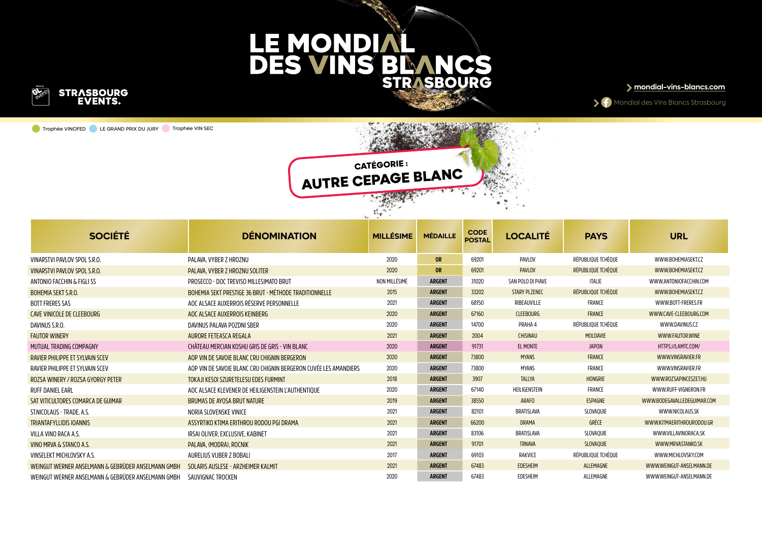# LE MONDIAL DES VINS BLANCS STRASBOURG

STRASBOURG EVENTS.

mondial-vins-blancs.com

Mondial des Vins Blancs Strasbourg

Trophée VINOFED · LE GRAND PRIX DU JURY · Trophée VIN SEC

## CATÉGORIE : AUTRE CEPAGE BLANC

| SOCIÉTÉ | DÉNOMINATION | MILLÉSIME | MÉDAILLE | CODE POSTAL | LOCALITÉ | PAYS | URL |
|---|---|---|---|---|---|---|---|
| VINARSTVI PAVLOV SPOL S.R.O. | PALAVA, VYBER Z HROZNU | 2020 | OR | 69201 | PAVLOV | RÉPUBLIQUE TCHÈQUE | WWW.BOHEMIASEKT.CZ |
| VINARSTVI PAVLOV SPOL S.R.O. | PALAVA, VYBER Z HROZNU SOLITER | 2020 | OR | 69201 | PAVLOV | RÉPUBLIQUE TCHÈQUE | WWW.BOHEMIASEKT.CZ |
| ANTONIO FACCHIN & FIGLI SS | PROSECCO - DOC TREVISO MILLESIMATO BRUT | NON MILLÉSIMÉ | ARGENT | 31020 | SAN POLO DI PIAVE | ITALIE | WWW.ANTONIOFACCHIN.COM |
| BOHEMIA SEKT S.R.O. | BOHEMIA SEKT PRESTIGE 36 BRUT - MÉTHODE TRADITIONNELLE | 2015 | ARGENT | 33202 | STARY PLZENEC | RÉPUBLIQUE TCHÈQUE | WWW.BOHEMIASEKT.CZ |
| BOTT FRERES SAS | AOC ALSACE AUXERROIS RÉSERVE PERSONNELLE | 2021 | ARGENT | 68150 | RIBEAUVILLE | FRANCE | WWW.BOTT-FRERES.FR |
| CAVE VINICOLE DE CLEEBOURG | AOC ALSACE AUXERROIS KEINBERG | 2020 | ARGENT | 67160 | CLEEBOURG | FRANCE | WWW.CAVE-CLEEBOURG.COM |
| DAVINUS S.R.O. | DAVINUS PALAVA POZDNI SBER | 2020 | ARGENT | 14700 | PRAHA 4 | RÉPUBLIQUE TCHÈQUE | WWW.DAVINUS.CZ |
| FAUTOR WINERY | AURORE FETEASCA REGALA | 2021 | ARGENT | 2004 | CHISINAU | MOLDAVIE | WWW.FAUTOR.WINE |
| MUTUAL TRADING COMPAGNY | CHÂTEAU MERCIAN KOSHU GRIS DE GRIS - VIN BLANC | 2020 | ARGENT | 91731 | EL MONTE | JAPON | HTTPS://LAMTC.COM/ |
| RAVIER PHILIPPE ET SYLVAIN SCEV | AOP VIN DE SAVOIE BLANC CRU CHIGNIN BERGERON | 2020 | ARGENT | 73800 | MYANS | FRANCE | WWW.VINSRAVIER.FR |
| RAVIER PHILIPPE ET SYLVAIN SCEV | AOP VIN DE SAVOIE BLANC CRU CHIGNIN BERGERON CUVÉE LES AMANDIERS | 2020 | ARGENT | 73800 | MYANS | FRANCE | WWW.VINSRAVIER.FR |
| ROZSA WINERY / ROZSA GYORGY PETER | TOKAJI KESOI SZURETELESU EDES FURMINT | 2018 | ARGENT | 3907 | TALLYA | HONGRIE | WWW.ROZSAPINCESZET.HU |
| RUFF DANIEL EARL | AOC ALSACE KLEVENER DE HEILIGENSTEIN L'AUTHENTIQUE | 2020 | ARGENT | 67140 | HEILIGENSTEIN | FRANCE | WWW.RUFF-VIGNERON.FR |
| SAT VITICULTORES COMARCA DE GUIMAR | BRUMAS DE AYOSA BRUT NATURE | 2019 | ARGENT | 38550 | ARAFO | ESPAGNE | WWW.BODEGAVALLEDEGUIMAR.COM |
| ST.NICOLAUS - TRADE, A.S. | NORIA SLOVENSKE VINICE | 2021 | ARGENT | 82101 | BRATISLAVA | SLOVAQUIE | WWW.NICOLAUS.SK |
| TRIANTAFYLLIDIS IOANNIS | ASSYRTIKO KTIMA ERITHROU RODOU PGI DRAMA | 2021 | ARGENT | 66200 | DRAMA | GRÈCE | WWW.KTIMAERITHROURODOU.GR |
| VILLA VINO RACA A.S. | IRSAI OLIVER, EXCLUSIVE, KABINET | 2021 | ARGENT | 83106 | BRATISLAVA | SLOVAQUIE | WWW.VILLAVINORACA.SK |
| VINO MRVA & STANCO A.S. | PALAVA, (MODRA), ROCNIK | 2021 | ARGENT | 91701 | TRNAVA | SLOVAQUIE | WWW.MRVASTANKO.SK |
| VINSELEKT MICHLOVSKY A.S. | AURELIUS VIJBER Z BOBALI | 2017 | ARGENT | 69103 | RAKVICE | RÉPUBLIQUE TCHÈQUE | WWW.MICHLOVSKY.COM |
| WEINGUT WERNER ANSELMANN & GEBRÜDER ANSELMANN GMBH | SOLARIS AUSLESE - ARZHEIMER KALMIT | 2021 | ARGENT | 67483 | EDESHEIM | ALLEMAGNE | WWW.WEINGUT-ANSELMANN.DE |
| WEINGUT WERNER ANSELMANN & GEBRÜDER ANSELMANN GMBH | SAUVIGNAC TROCKEN | 2020 | ARGENT | 67483 | EDESHEIM | ALLEMAGNE | WWW.WEINGUT-ANSELMANN.DE |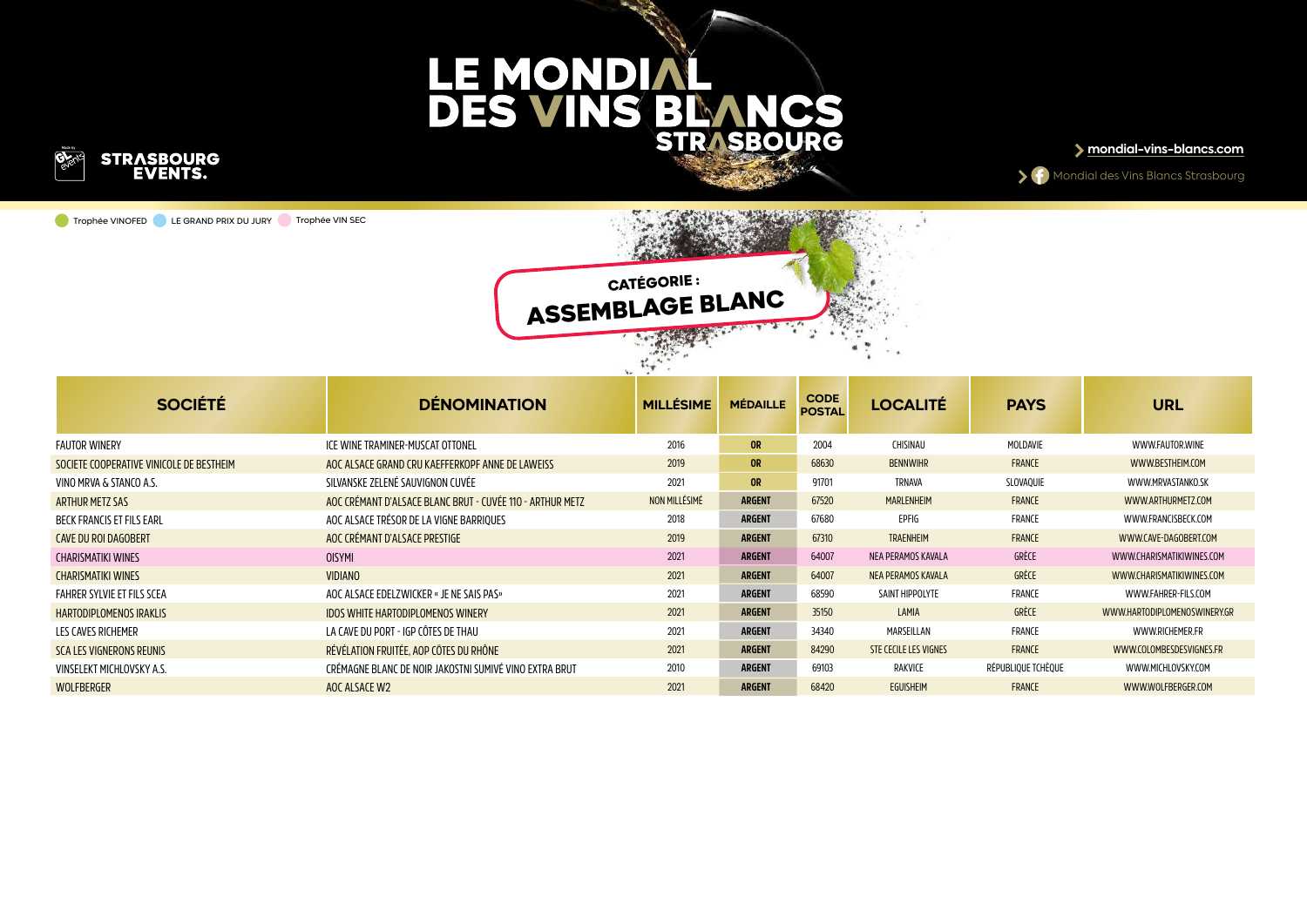# LE MONDIAL DES VINS BLANCS STRASBOURG

STRASBOURG EVENTS.

mondial-vins-blancs.com

Mondial des Vins Blancs Strasbourg

Trophée VINOFED · LE GRAND PRIX DU JURY · Trophée VIN SEC

## CATÉGORIE : ASSEMBLAGE BLANC

| SOCIÉTÉ | DÉNOMINATION | MILLÉSIME | MÉDAILLE | CODE POSTAL | LOCALITÉ | PAYS | URL |
|---|---|---|---|---|---|---|---|
| FAUTOR WINERY | ICE WINE TRAMINER-MUSCAT OTTONEL | 2016 | OR | 2004 | CHISINAU | MOLDAVIE | WWW.FAUTOR.WINE |
| SOCIETE COOPERATIVE VINICOLE DE BESTHEIM | AOC ALSACE GRAND CRU KAEFFERKOPF ANNE DE LAWEISS | 2019 | OR | 68630 | BENNWIHR | FRANCE | WWW.BESTHEIM.COM |
| VINO MRVA & STANCO A.S. | SILVANSKE ZELENÉ SAUVIGNON CUVÉE | 2021 | OR | 91701 | TRNAVA | SLOVAQUIE | WWW.MRVASTANKO.SK |
| ARTHUR METZ SAS | AOC CRÉMANT D'ALSACE BLANC BRUT - CUVÉE 110 - ARTHUR METZ | NON MILLÉSIMÉ | ARGENT | 67520 | MARLENHEIM | FRANCE | WWW.ARTHURMETZ.COM |
| BECK FRANCIS ET FILS EARL | AOC ALSACE TRÉSOR DE LA VIGNE BARRIQUES | 2018 | ARGENT | 67680 | EPFIG | FRANCE | WWW.FRANCISBECK.COM |
| CAVE DU ROI DAGOBERT | AOC CRÉMANT D'ALSACE PRESTIGE | 2019 | ARGENT | 67310 | TRAENHEIM | FRANCE | WWW.CAVE-DAGOBERT.COM |
| CHARISMATIKI WINES | OISYMI | 2021 | ARGENT | 64007 | NEA PERAMOS KAVALA | GRÈCE | WWW.CHARISMATIKIWINES.COM |
| CHARISMATIKI WINES | VIDIANO | 2021 | ARGENT | 64007 | NEA PERAMOS KAVALA | GRÈCE | WWW.CHARISMATIKIWINES.COM |
| FAHRER SYLVIE ET FILS SCEA | AOC ALSACE EDELZWICKER « JE NE SAIS PAS» | 2021 | ARGENT | 68590 | SAINT HIPPOLYTE | FRANCE | WWW.FAHRER-FILS.COM |
| HARTODIPLOMENOS IRAKLIS | IDOS WHITE HARTODIPLOMENOS WINERY | 2021 | ARGENT | 35150 | LAMIA | GRÈCE | WWW.HARTODIPLOMENOSWINERY.GR |
| LES CAVES RICHEMER | LA CAVE DU PORT - IGP CÔTES DE THAU | 2021 | ARGENT | 34340 | MARSEILLAN | FRANCE | WWW.RICHEMER.FR |
| SCA LES VIGNERONS REUNIS | RÉVÉLATION FRUITÉE, AOP CÔTES DU RHÔNE | 2021 | ARGENT | 84290 | STE CECILE LES VIGNES | FRANCE | WWW.COLOMBESDESVIGNES.FR |
| VINSELEKT MICHLOVSKY A.S. | CRÉMAGNE BLANC DE NOIR JAKOSTNI SUMIVÉ VINO EXTRA BRUT | 2010 | ARGENT | 69103 | RAKVICE | RÉPUBLIQUE TCHÈQUE | WWW.MICHLOVSKY.COM |
| WOLFBERGER | AOC ALSACE W2 | 2021 | ARGENT | 68420 | EGUISHEIM | FRANCE | WWW.WOLFBERGER.COM |